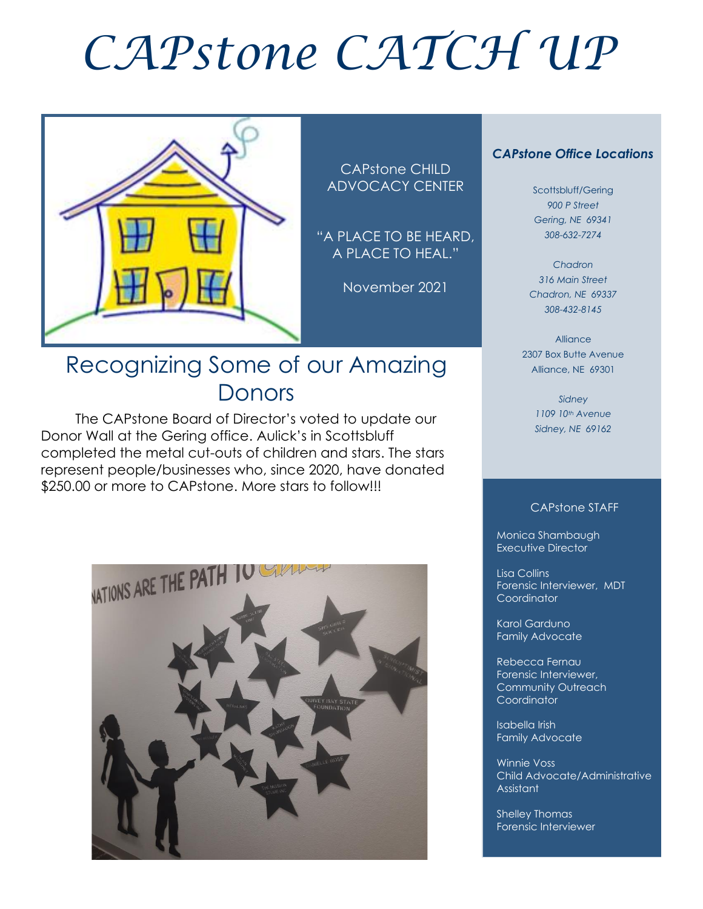# CAPstone CATCH UP

CAPstone CHILD ADVOCACY CENTER

"A PLACE TO BE HEARD, A PLACE TO HEAL."

November 2021

## Recognizing Some of our Amazing Donors

The CAPstone Board of Director's voted to update our Donor Wall at the Gering office. Aulick's in Scottsbluff completed the metal cut-outs of children and stars. The stars represent people/businesses who, since 2020, have donated $250.00 or more to CAPstone. More stars to follow!!!

### *CAPstone Office Locations*

Scottsbluff/Gering
*900 P Street*
*Gering, NE 69341*
*308-632-7274*

*Chadron*
*316 Main Street*
*Chadron, NE 69337*
*308-432-8145*

Alliance
2307 Box Butte Avenue
Alliance, NE 69301

*Sidney*
*1109 10th Avenue*
*Sidney, NE 69162*

### CAPstone STAFF

Monica Shambaugh
Executive Director

Lisa Collins
Forensic Interviewer, MDT Coordinator

Karol Garduno
Family Advocate

Rebecca Fernau
Forensic Interviewer, Community Outreach Coordinator

Isabella Irish
Family Advocate

Winnie Voss
Child Advocate/Administrative Assistant

Shelley Thomas
Forensic Interviewer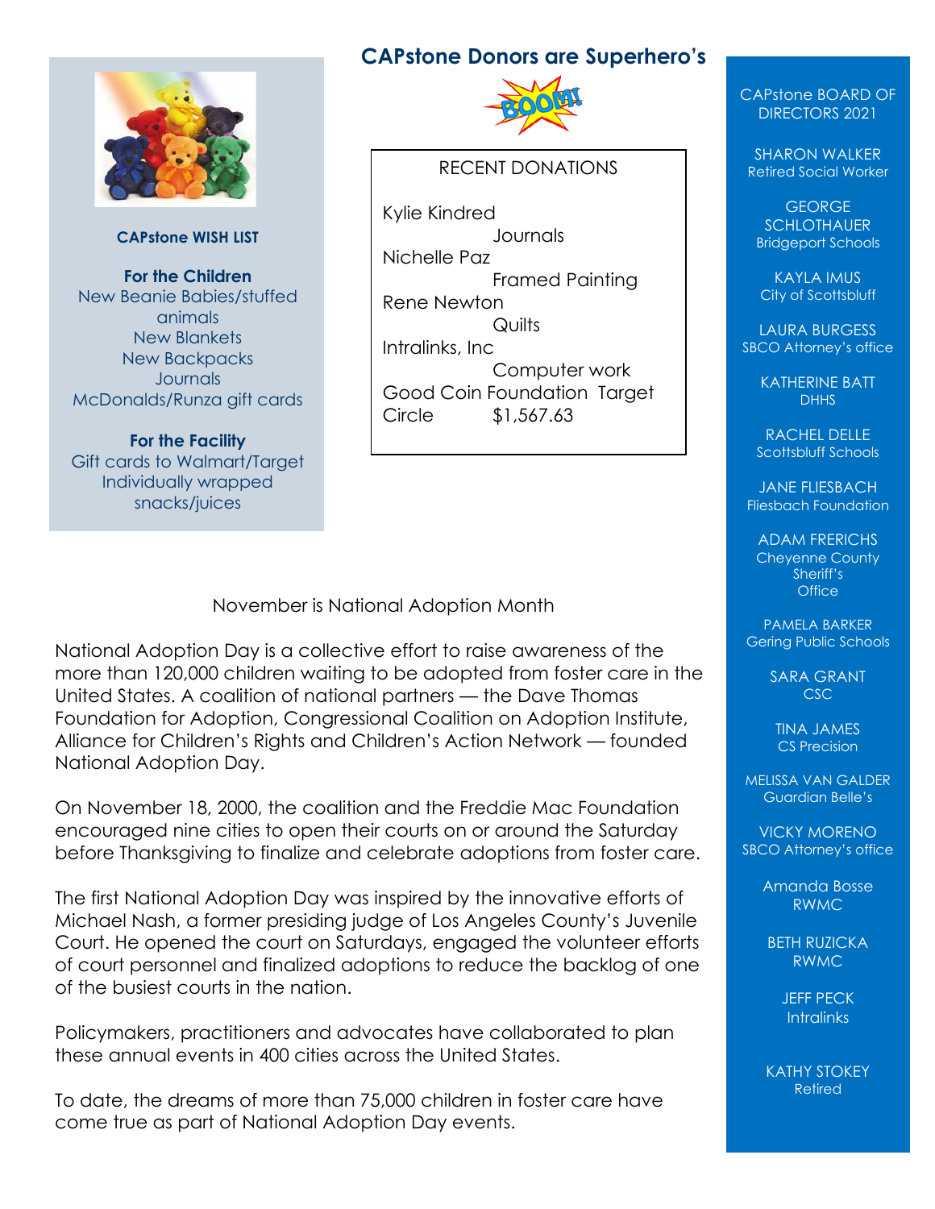## CAPstone WISH LIST

**For the Children**

New Beanie Babies/stuffed animals
New Blankets
New Backpacks
Journals
McDonalds/Runza gift cards

**For the Facility**

Gift cards to Walmart/Target
Individually wrapped snacks/juices

## CAPstone Donors are Superhero's

RECENT DONATIONS

Kylie Kindred
Journals

Nichelle Paz
Framed Painting

Rene Newton
Quilts

Intralinks, Inc
Computer work

Good Coin Foundation Target Circle
$1,567.63

### November is National Adoption Month

National Adoption Day is a collective effort to raise awareness of the more than 120,000 children waiting to be adopted from foster care in the United States. A coalition of national partners — the Dave Thomas Foundation for Adoption, Congressional Coalition on Adoption Institute, Alliance for Children's Rights and Children's Action Network — founded National Adoption Day.

On November 18, 2000, the coalition and the Freddie Mac Foundation encouraged nine cities to open their courts on or around the Saturday before Thanksgiving to finalize and celebrate adoptions from foster care.

The first National Adoption Day was inspired by the innovative efforts of Michael Nash, a former presiding judge of Los Angeles County's Juvenile Court. He opened the court on Saturdays, engaged the volunteer efforts of court personnel and finalized adoptions to reduce the backlog of one of the busiest courts in the nation.

Policymakers, practitioners and advocates have collaborated to plan these annual events in 400 cities across the United States.

To date, the dreams of more than 75,000 children in foster care have come true as part of National Adoption Day events.

## CAPstone BOARD OF DIRECTORS 2021

SHARON WALKER
Retired Social Worker

GEORGE SCHLOTHAUER
Bridgeport Schools

KAYLA IMUS
City of Scottsbluff

LAURA BURGESS
SBCO Attorney's office

KATHERINE BATT
DHHS

RACHEL DELLE
Scottsbluff Schools

JANE FLIESBACH
Fliesbach Foundation

ADAM FRERICHS
Cheyenne County Sheriff's Office

PAMELA BARKER
Gering Public Schools

SARA GRANT
CSC

TINA JAMES
CS Precision

MELISSA VAN GALDER
Guardian Belle's

VICKY MORENO
SBCO Attorney's office

Amanda Bosse
RWMC

BETH RUZICKA
RWMC

JEFF PECK
Intralinks

KATHY STOKEY
Retired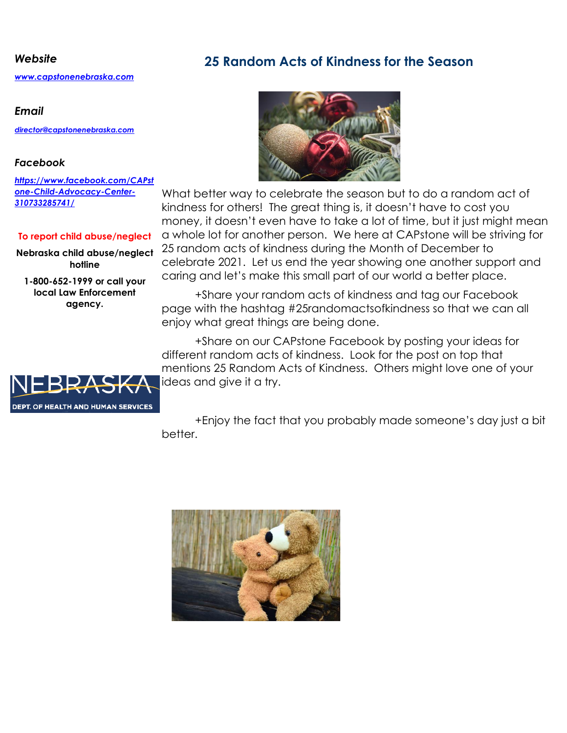***Website***

[*www.capstonenebraska.com*](http://www.capstonenebraska.com)

***Email***

[*director@capstonenebraska.com*](mailto:director@capstonenebraska.com)

***Facebook***

[*https://www.facebook.com/CAPstone-Child-Advocacy-Center-310733285741/*](https://www.facebook.com/CAPstone-Child-Advocacy-Center-310733285741/)

**To report child abuse/neglect**

**Nebraska child abuse/neglect hotline**

**1-800-652-1999 or call your local Law Enforcement agency.**

NEBRASKA

DEPT. OF HEALTH AND HUMAN SERVICES

## 25 Random Acts of Kindness for the Season

What better way to celebrate the season but to do a random act of kindness for others! The great thing is, it doesn't have to cost you money, it doesn't even have to take a lot of time, but it just might mean a whole lot for another person. We here at CAPstone will be striving for 25 random acts of kindness during the Month of December to celebrate 2021. Let us end the year showing one another support and caring and let's make this small part of our world a better place.

+Share your random acts of kindness and tag our Facebook page with the hashtag #25randomactsofkindness so that we can all enjoy what great things are being done.

+Share on our CAPstone Facebook by posting your ideas for different random acts of kindness. Look for the post on top that mentions 25 Random Acts of Kindness. Others might love one of your ideas and give it a try.

+Enjoy the fact that you probably made someone's day just a bit better.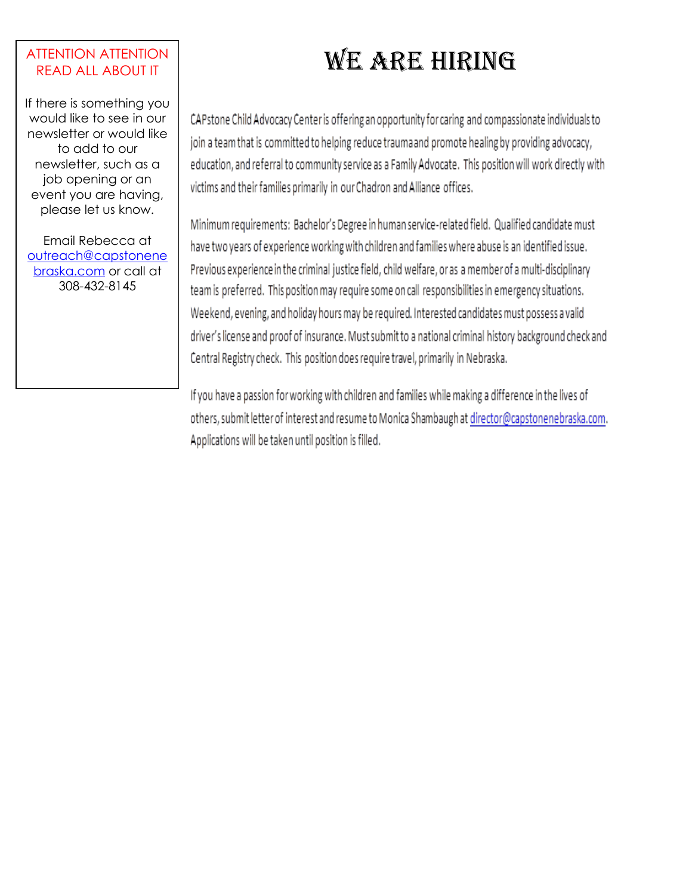ATTENTION ATTENTION READ ALL ABOUT IT

If there is something you would like to see in our newsletter or would like to add to our newsletter, such as a job opening or an event you are having, please let us know.

Email Rebecca at outreach@capstonenebraska.com or call at 308-432-8145

# We Are Hiring

CAPstone Child Advocacy Center is offering an opportunity for caring and compassionate individuals to join a team that is committed to helping reduce trauma and promote healing by providing advocacy, education, and referral to community service as a Family Advocate. This position will work directly with victims and their families primarily in our Chadron and Alliance offices.

Minimum requirements: Bachelor's Degree in human service-related field. Qualified candidate must have two years of experience working with children and families where abuse is an identified issue. Previous experience in the criminal justice field, child welfare, or as a member of a multi-disciplinary team is preferred. This position may require some on call responsibilities in emergency situations. Weekend, evening, and holiday hours may be required. Interested candidates must possess a valid driver's license and proof of insurance. Must submit to a national criminal history background check and Central Registry check. This position does require travel, primarily in Nebraska.

If you have a passion for working with children and families while making a difference in the lives of others, submit letter of interest and resume to Monica Shambaugh at director@capstonenebraska.com. Applications will be taken until position is filled.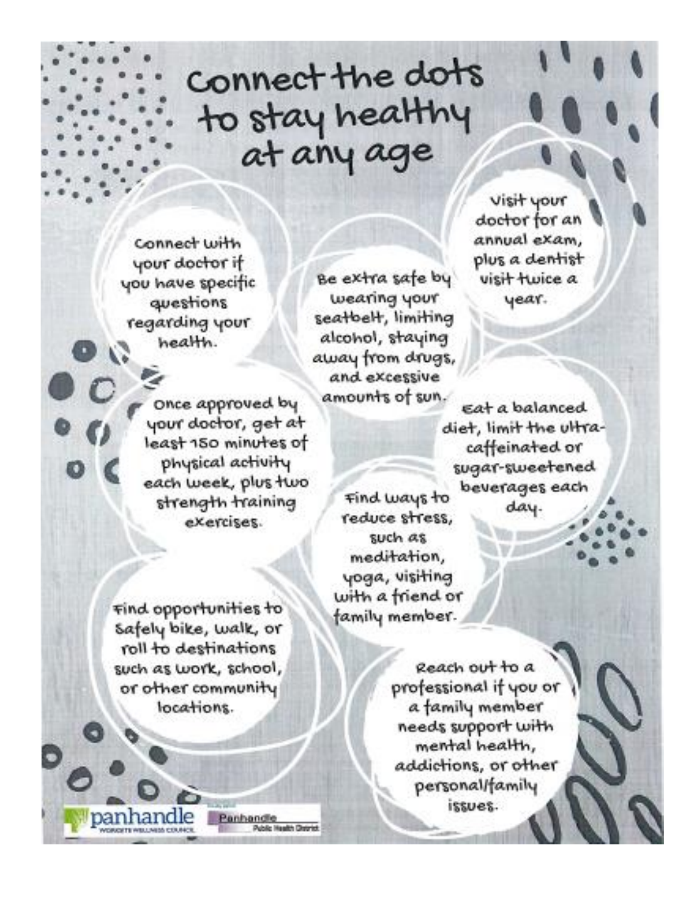# Connect the dots to stay healthy at any age

Connect with your doctor if you have specific questions regarding your health.

Be extra safe by wearing your seatbelt, limiting alcohol, staying away from drugs, and excessive amounts of sun.

Visit your doctor for an annual exam, plus a dentist visit twice a year.

Once approved by your doctor, get at least 150 minutes of physical activity each week, plus two strength training exercises.

Eat a balanced diet, limit the ultra-caffeinated or sugar-sweetened beverages each day.

Find ways to reduce stress, such as meditation, yoga, visiting with a friend or family member.

Find opportunities to safely bike, walk, or roll to destinations such as work, school, or other community locations.

Reach out to a professional if you or a family member needs support with mental health, addictions, or other personal/family issues.

panhandle WORKSITE WELLNESS COUNCIL

Panhandle Public Health District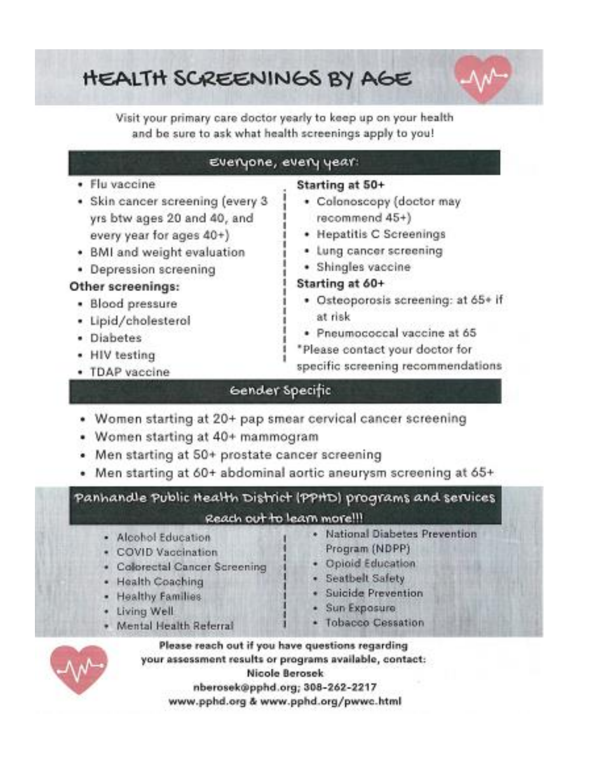# HEALTH SCREENINGS BY AGE

Visit your primary care doctor yearly to keep up on your health and be sure to ask what health screenings apply to you!

## Everyone, every year:

- Flu vaccine
- Skin cancer screening (every 3 yrs btw ages 20 and 40, and every year for ages 40+)
- BMI and weight evaluation
- Depression screening

**Other screenings:**

- Blood pressure
- Lipid/cholesterol
- Diabetes
- HIV testing
- TDAP vaccine

**Starting at 50+**

- Colonoscopy (doctor may recommend 45+)
- Hepatitis C Screenings
- Lung cancer screening
- Shingles vaccine

**Starting at 60+**

- Osteoporosis screening: at 65+ if at risk
- Pneumococcal vaccine at 65

*Please contact your doctor for specific screening recommendations

## Gender Specific

- Women starting at 20+ pap smear cervical cancer screening
- Women starting at 40+ mammogram
- Men starting at 50+ prostate cancer screening
- Men starting at 60+ abdominal aortic aneurysm screening at 65+

## Panhandle Public Health District (PPHD) programs and services

Reach out to learn more!!!

- Alcohol Education
- COVID Vaccination
- Colorectal Cancer Screening
- Health Coaching
- Healthy Families
- Living Well
- Mental Health Referral
- National Diabetes Prevention Program (NDPP)
- Opioid Education
- Seatbelt Safety
- Suicide Prevention
- Sun Exposure
- Tobacco Cessation

**Please reach out if you have questions regarding your assessment results or programs available, contact:**
**Nicole Berosek**
**nberosek@pphd.org; 308-262-2217**
**www.pphd.org & www.pphd.org/pwwc.html**